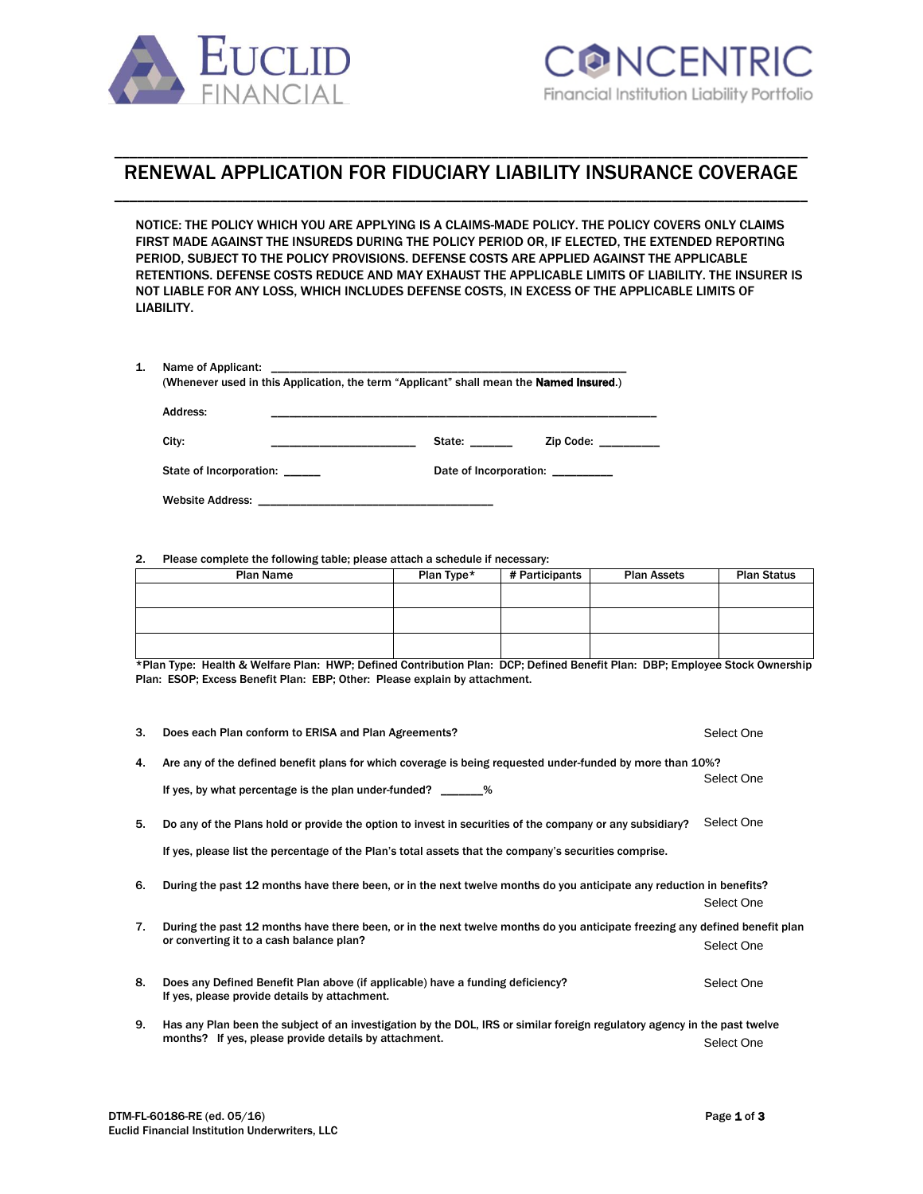EUCLID FINANCIAL

CONCENTRIC
Financial Institution Liability Portfolio

# RENEWAL APPLICATION FOR FIDUCIARY LIABILITY INSURANCE COVERAGE

NOTICE: THE POLICY WHICH YOU ARE APPLYING IS A CLAIMS-MADE POLICY. THE POLICY COVERS ONLY CLAIMS FIRST MADE AGAINST THE INSUREDS DURING THE POLICY PERIOD OR, IF ELECTED, THE EXTENDED REPORTING PERIOD, SUBJECT TO THE POLICY PROVISIONS. DEFENSE COSTS ARE APPLIED AGAINST THE APPLICABLE RETENTIONS. DEFENSE COSTS REDUCE AND MAY EXHAUST THE APPLICABLE LIMITS OF LIABILITY. THE INSURER IS NOT LIABLE FOR ANY LOSS, WHICH INCLUDES DEFENSE COSTS, IN EXCESS OF THE APPLICABLE LIMITS OF LIABILITY.

1. Name of Applicant: ______________________________________________________
   (Whenever used in this Application, the term "Applicant" shall mean the **Named Insured**.)

   Address: ______________________________________________________

   City: ______________________ State: ______ Zip Code: _________

   State of Incorporation: ______ Date of Incorporation: _________

   Website Address: ____________________________________

2. Please complete the following table; please attach a schedule if necessary:

| Plan Name | Plan Type* | # Participants | Plan Assets | Plan Status |
|---|---|---|---|---|
| | | | | |
| | | | | |
| | | | | |

*Plan Type: Health & Welfare Plan: HWP; Defined Contribution Plan: DCP; Defined Benefit Plan: DBP; Employee Stock Ownership Plan: ESOP; Excess Benefit Plan: EBP; Other: Please explain by attachment.

3. Does each Plan conform to ERISA and Plan Agreements? Select One

4. Are any of the defined benefit plans for which coverage is being requested under-funded by more than 10%? Select One

   If yes, by what percentage is the plan under-funded? _______%

5. Do any of the Plans hold or provide the option to invest in securities of the company or any subsidiary? Select One

   If yes, please list the percentage of the Plan's total assets that the company's securities comprise.

6. During the past 12 months have there been, or in the next twelve months do you anticipate any reduction in benefits? Select One

7. During the past 12 months have there been, or in the next twelve months do you anticipate freezing any defined benefit plan or converting it to a cash balance plan? Select One

8. Does any Defined Benefit Plan above (if applicable) have a funding deficiency? Select One
   If yes, please provide details by attachment.

9. Has any Plan been the subject of an investigation by the DOL, IRS or similar foreign regulatory agency in the past twelve months? If yes, please provide details by attachment. Select One

DTM-FL-60186-RE (ed. 05/16)
Euclid Financial Institution Underwriters, LLC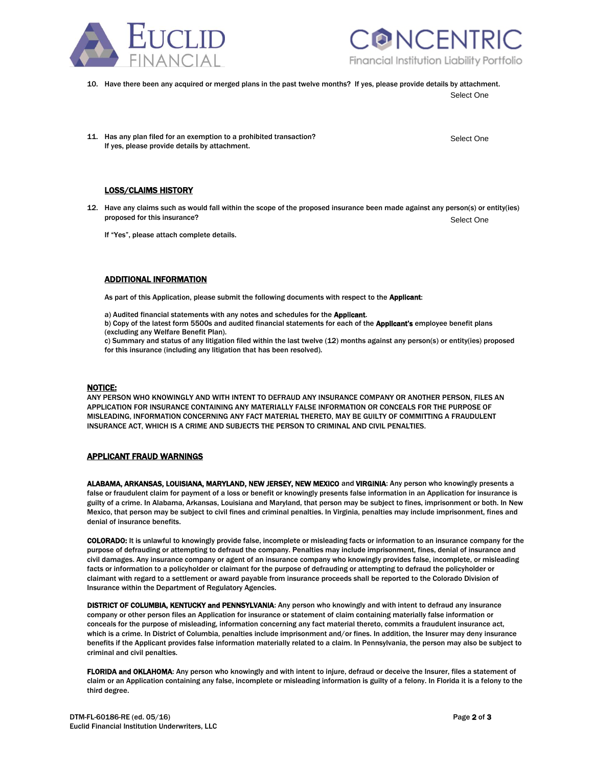10. Have there been any acquired or merged plans in the past twelve months? If yes, please provide details by attachment.

    Select One

11. Has any plan filed for an exemption to a prohibited transaction? If yes, please provide details by attachment.

    Select One

## LOSS/CLAIMS HISTORY

12. Have any claims such as would fall within the scope of the proposed insurance been made against any person(s) or entity(ies) proposed for this insurance?

    Select One

    If "Yes", please attach complete details.

## ADDITIONAL INFORMATION

As part of this Application, please submit the following documents with respect to the **Applicant**:

a) Audited financial statements with any notes and schedules for the **Applicant**.
b) Copy of the latest form 5500s and audited financial statements for each of the **Applicant's** employee benefit plans (excluding any Welfare Benefit Plan).
c) Summary and status of any litigation filed within the last twelve (12) months against any person(s) or entity(ies) proposed for this insurance (including any litigation that has been resolved).

## NOTICE:

ANY PERSON WHO KNOWINGLY AND WITH INTENT TO DEFRAUD ANY INSURANCE COMPANY OR ANOTHER PERSON, FILES AN APPLICATION FOR INSURANCE CONTAINING ANY MATERIALLY FALSE INFORMATION OR CONCEALS FOR THE PURPOSE OF MISLEADING, INFORMATION CONCERNING ANY FACT MATERIAL THERETO, MAY BE GUILTY OF COMMITTING A FRAUDULENT INSURANCE ACT, WHICH IS A CRIME AND SUBJECTS THE PERSON TO CRIMINAL AND CIVIL PENALTIES.

## APPLICANT FRAUD WARNINGS

**ALABAMA, ARKANSAS, LOUISIANA, MARYLAND, NEW JERSEY, NEW MEXICO** and **VIRGINIA**: Any person who knowingly presents a false or fraudulent claim for payment of a loss or benefit or knowingly presents false information in an Application for insurance is guilty of a crime. In Alabama, Arkansas, Louisiana and Maryland, that person may be subject to fines, imprisonment or both. In New Mexico, that person may be subject to civil fines and criminal penalties. In Virginia, penalties may include imprisonment, fines and denial of insurance benefits.

**COLORADO:** It is unlawful to knowingly provide false, incomplete or misleading facts or information to an insurance company for the purpose of defrauding or attempting to defraud the company. Penalties may include imprisonment, fines, denial of insurance and civil damages. Any insurance company or agent of an insurance company who knowingly provides false, incomplete, or misleading facts or information to a policyholder or claimant for the purpose of defrauding or attempting to defraud the policyholder or claimant with regard to a settlement or award payable from insurance proceeds shall be reported to the Colorado Division of Insurance within the Department of Regulatory Agencies.

**DISTRICT OF COLUMBIA, KENTUCKY and PENNSYLVANIA**: Any person who knowingly and with intent to defraud any insurance company or other person files an Application for insurance or statement of claim containing materially false information or conceals for the purpose of misleading, information concerning any fact material thereto, commits a fraudulent insurance act, which is a crime. In District of Columbia, penalties include imprisonment and/or fines. In addition, the Insurer may deny insurance benefits if the Applicant provides false information materially related to a claim. In Pennsylvania, the person may also be subject to criminal and civil penalties.

**FLORIDA and OKLAHOMA**: Any person who knowingly and with intent to injure, defraud or deceive the Insurer, files a statement of claim or an Application containing any false, incomplete or misleading information is guilty of a felony. In Florida it is a felony to the third degree.

DTM-FL-60186-RE (ed. 05/16)
Euclid Financial Institution Underwriters, LLC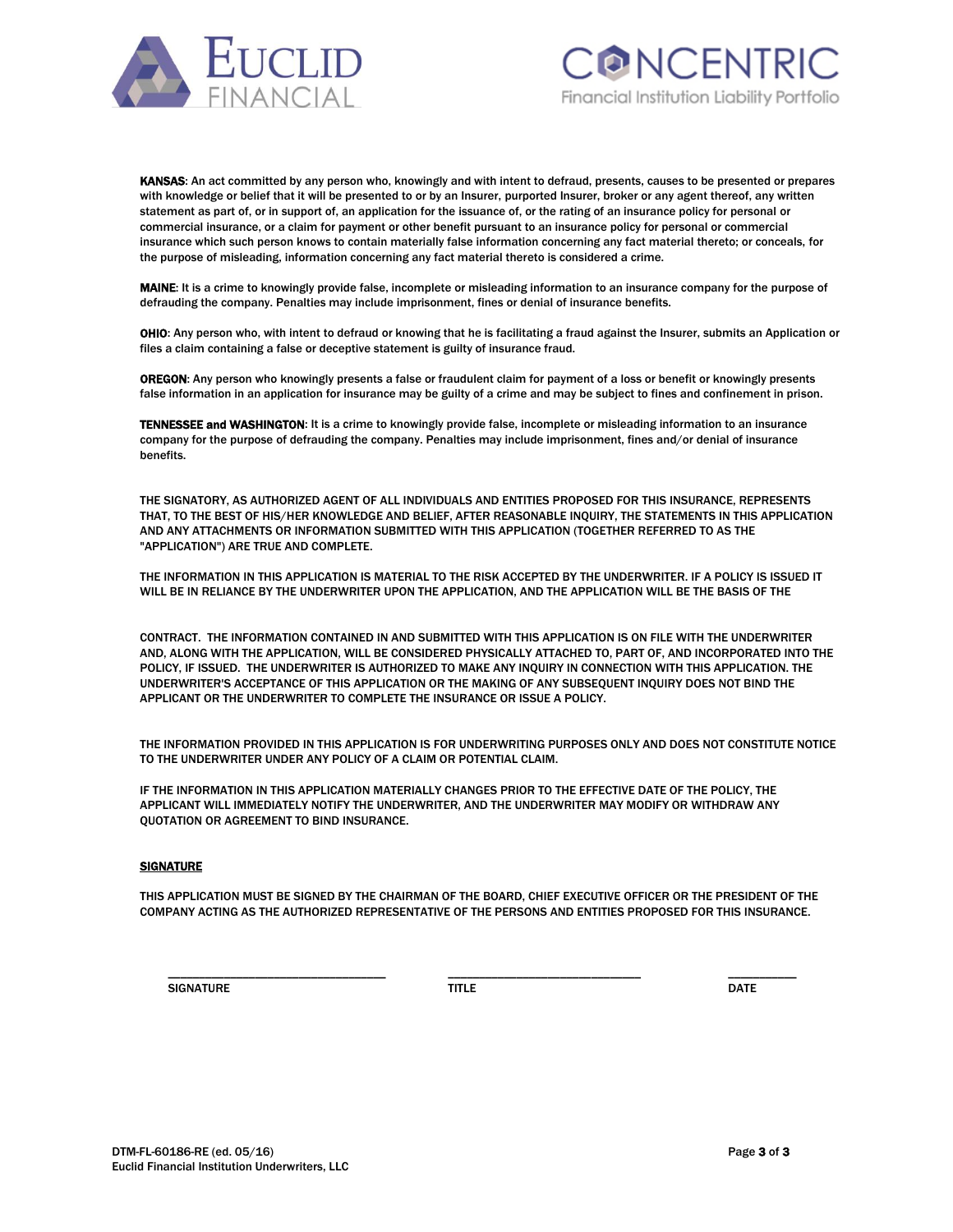**KANSAS**: An act committed by any person who, knowingly and with intent to defraud, presents, causes to be presented or prepares with knowledge or belief that it will be presented to or by an Insurer, purported Insurer, broker or any agent thereof, any written statement as part of, or in support of, an application for the issuance of, or the rating of an insurance policy for personal or commercial insurance, or a claim for payment or other benefit pursuant to an insurance policy for personal or commercial insurance which such person knows to contain materially false information concerning any fact material thereto; or conceals, for the purpose of misleading, information concerning any fact material thereto is considered a crime.

**MAINE**: It is a crime to knowingly provide false, incomplete or misleading information to an insurance company for the purpose of defrauding the company. Penalties may include imprisonment, fines or denial of insurance benefits.

**OHIO**: Any person who, with intent to defraud or knowing that he is facilitating a fraud against the Insurer, submits an Application or files a claim containing a false or deceptive statement is guilty of insurance fraud.

**OREGON**: Any person who knowingly presents a false or fraudulent claim for payment of a loss or benefit or knowingly presents false information in an application for insurance may be guilty of a crime and may be subject to fines and confinement in prison.

**TENNESSEE and WASHINGTON**: It is a crime to knowingly provide false, incomplete or misleading information to an insurance company for the purpose of defrauding the company. Penalties may include imprisonment, fines and/or denial of insurance benefits.

THE SIGNATORY, AS AUTHORIZED AGENT OF ALL INDIVIDUALS AND ENTITIES PROPOSED FOR THIS INSURANCE, REPRESENTS THAT, TO THE BEST OF HIS/HER KNOWLEDGE AND BELIEF, AFTER REASONABLE INQUIRY, THE STATEMENTS IN THIS APPLICATION AND ANY ATTACHMENTS OR INFORMATION SUBMITTED WITH THIS APPLICATION (TOGETHER REFERRED TO AS THE "APPLICATION") ARE TRUE AND COMPLETE.

THE INFORMATION IN THIS APPLICATION IS MATERIAL TO THE RISK ACCEPTED BY THE UNDERWRITER. IF A POLICY IS ISSUED IT WILL BE IN RELIANCE BY THE UNDERWRITER UPON THE APPLICATION, AND THE APPLICATION WILL BE THE BASIS OF THE

CONTRACT. THE INFORMATION CONTAINED IN AND SUBMITTED WITH THIS APPLICATION IS ON FILE WITH THE UNDERWRITER AND, ALONG WITH THE APPLICATION, WILL BE CONSIDERED PHYSICALLY ATTACHED TO, PART OF, AND INCORPORATED INTO THE POLICY, IF ISSUED. THE UNDERWRITER IS AUTHORIZED TO MAKE ANY INQUIRY IN CONNECTION WITH THIS APPLICATION. THE UNDERWRITER'S ACCEPTANCE OF THIS APPLICATION OR THE MAKING OF ANY SUBSEQUENT INQUIRY DOES NOT BIND THE APPLICANT OR THE UNDERWRITER TO COMPLETE THE INSURANCE OR ISSUE A POLICY.

THE INFORMATION PROVIDED IN THIS APPLICATION IS FOR UNDERWRITING PURPOSES ONLY AND DOES NOT CONSTITUTE NOTICE TO THE UNDERWRITER UNDER ANY POLICY OF A CLAIM OR POTENTIAL CLAIM.

IF THE INFORMATION IN THIS APPLICATION MATERIALLY CHANGES PRIOR TO THE EFFECTIVE DATE OF THE POLICY, THE APPLICANT WILL IMMEDIATELY NOTIFY THE UNDERWRITER, AND THE UNDERWRITER MAY MODIFY OR WITHDRAW ANY QUOTATION OR AGREEMENT TO BIND INSURANCE.

**SIGNATURE**

THIS APPLICATION MUST BE SIGNED BY THE CHAIRMAN OF THE BOARD, CHIEF EXECUTIVE OFFICER OR THE PRESIDENT OF THE COMPANY ACTING AS THE AUTHORIZED REPRESENTATIVE OF THE PERSONS AND ENTITIES PROPOSED FOR THIS INSURANCE.

| | | |
|---|---|---|
| ______________________________ | ______________________________ | __________ |
| SIGNATURE | TITLE | DATE |

DTM-FL-60186-RE (ed. 05/16)
Euclid Financial Institution Underwriters, LLC